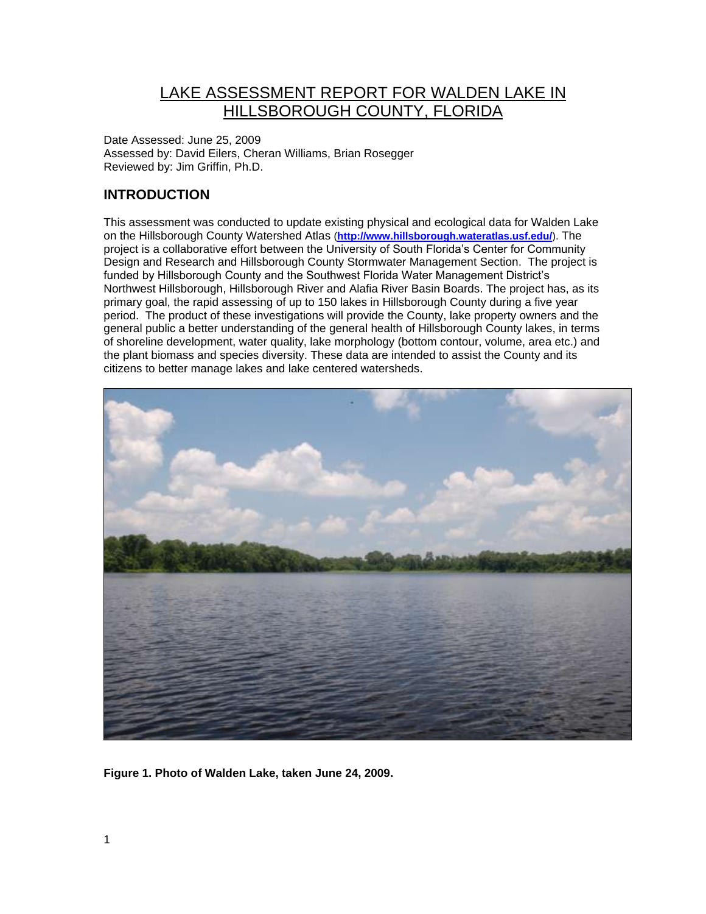# LAKE ASSESSMENT REPORT FOR WALDEN LAKE IN HILLSBOROUGH COUNTY, FLORIDA

Date Assessed: June 25, 2009
Assessed by: David Eilers, Cheran Williams, Brian Rosegger
Reviewed by: Jim Griffin, Ph.D.

## INTRODUCTION

This assessment was conducted to update existing physical and ecological data for Walden Lake on the Hillsborough County Watershed Atlas (**http://www.hillsborough.wateratlas.usf.edu/**). The project is a collaborative effort between the University of South Florida's Center for Community Design and Research and Hillsborough County Stormwater Management Section. The project is funded by Hillsborough County and the Southwest Florida Water Management District's Northwest Hillsborough, Hillsborough River and Alafia River Basin Boards. The project has, as its primary goal, the rapid assessing of up to 150 lakes in Hillsborough County during a five year period. The product of these investigations will provide the County, lake property owners and the general public a better understanding of the general health of Hillsborough County lakes, in terms of shoreline development, water quality, lake morphology (bottom contour, volume, area etc.) and the plant biomass and species diversity. These data are intended to assist the County and its citizens to better manage lakes and lake centered watersheds.

**Figure 1. Photo of Walden Lake, taken June 24, 2009.**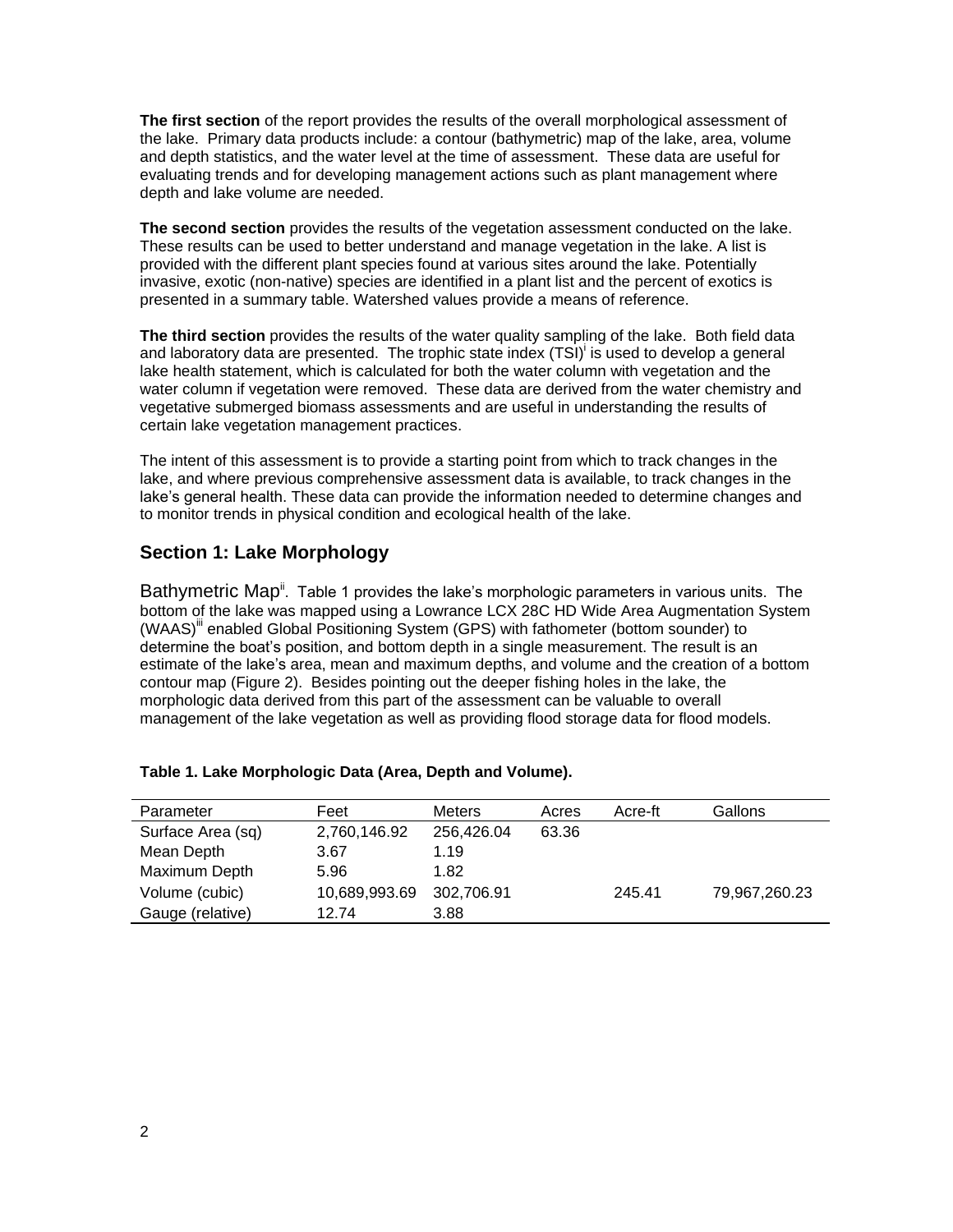**The first section** of the report provides the results of the overall morphological assessment of the lake. Primary data products include: a contour (bathymetric) map of the lake, area, volume and depth statistics, and the water level at the time of assessment. These data are useful for evaluating trends and for developing management actions such as plant management where depth and lake volume are needed.

**The second section** provides the results of the vegetation assessment conducted on the lake. These results can be used to better understand and manage vegetation in the lake. A list is provided with the different plant species found at various sites around the lake. Potentially invasive, exotic (non-native) species are identified in a plant list and the percent of exotics is presented in a summary table. Watershed values provide a means of reference.

**The third section** provides the results of the water quality sampling of the lake. Both field data and laboratory data are presented. The trophic state index (TSI)[i] is used to develop a general lake health statement, which is calculated for both the water column with vegetation and the water column if vegetation were removed. These data are derived from the water chemistry and vegetative submerged biomass assessments and are useful in understanding the results of certain lake vegetation management practices.

The intent of this assessment is to provide a starting point from which to track changes in the lake, and where previous comprehensive assessment data is available, to track changes in the lake's general health. These data can provide the information needed to determine changes and to monitor trends in physical condition and ecological health of the lake.

## Section 1: Lake Morphology

Bathymetric Map[ii]. Table 1 provides the lake's morphologic parameters in various units. The bottom of the lake was mapped using a Lowrance LCX 28C HD Wide Area Augmentation System (WAAS)[iii] enabled Global Positioning System (GPS) with fathometer (bottom sounder) to determine the boat's position, and bottom depth in a single measurement. The result is an estimate of the lake's area, mean and maximum depths, and volume and the creation of a bottom contour map (Figure 2). Besides pointing out the deeper fishing holes in the lake, the morphologic data derived from this part of the assessment can be valuable to overall management of the lake vegetation as well as providing flood storage data for flood models.

**Table 1. Lake Morphologic Data (Area, Depth and Volume).**

| Parameter | Feet | Meters | Acres | Acre-ft | Gallons |
|---|---|---|---|---|---|
| Surface Area (sq) | 2,760,146.92 | 256,426.04 | 63.36 | | |
| Mean Depth | 3.67 | 1.19 | | | |
| Maximum Depth | 5.96 | 1.82 | | | |
| Volume (cubic) | 10,689,993.69 | 302,706.91 | | 245.41 | 79,967,260.23 |
| Gauge (relative) | 12.74 | 3.88 | | | |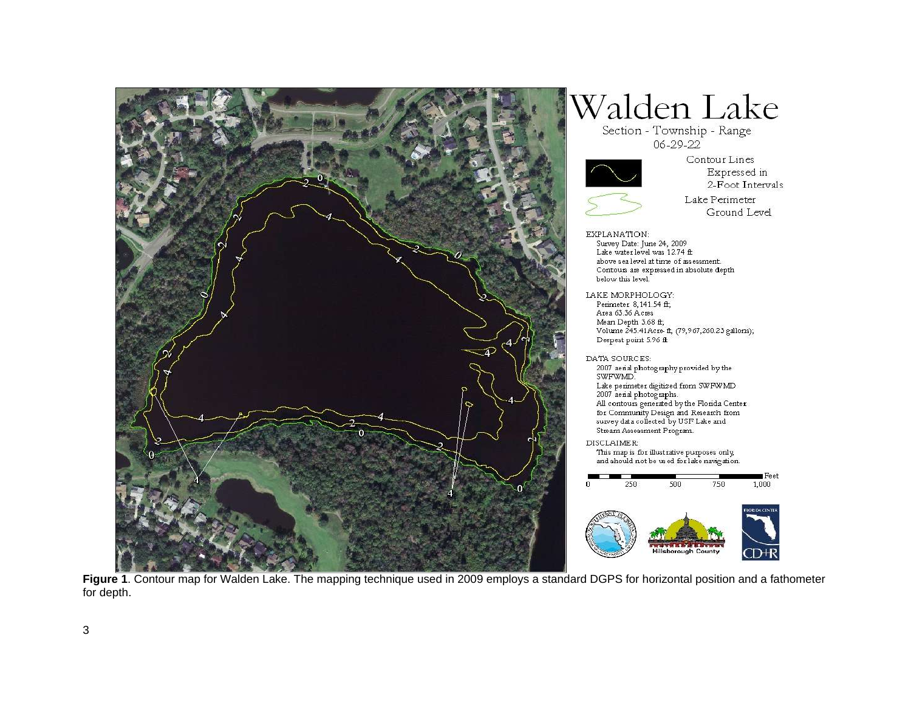# Walden Lake

Section - Township - Range
06-29-22

Contour Lines Expressed in 2-Foot Intervals

Lake Perimeter Ground Level

EXPLANATION:
Survey Date: June 24, 2009
Lake water level was 12.74 ft above sea level at time of assessment.
Contours are expressed in absolute depth below this level.

LAKE MORPHOLOGY:
Perimeter: 8,141.54 ft;
Area 63.36 Acres
Mean Depth 3.68 ft;
Volume 245.41Acre-ft, (79,967,260.23 gallons);
Deepest point 5.96 ft

DATA SOURCES:
2007 aerial photography provided by the SWFWMD.
Lake perimeter digitized from SWFWMD 2007 aerial photographs.
All contours generated by the Florida Center for Community Design and Research from survey data collected by USF Lake and Stream Assessment Program.

DISCLAIMER:
This map is for illustrative purposes only, and should not be used for lake navigation.

**Figure 1**. Contour map for Walden Lake. The mapping technique used in 2009 employs a standard DGPS for horizontal position and a fathometer for depth.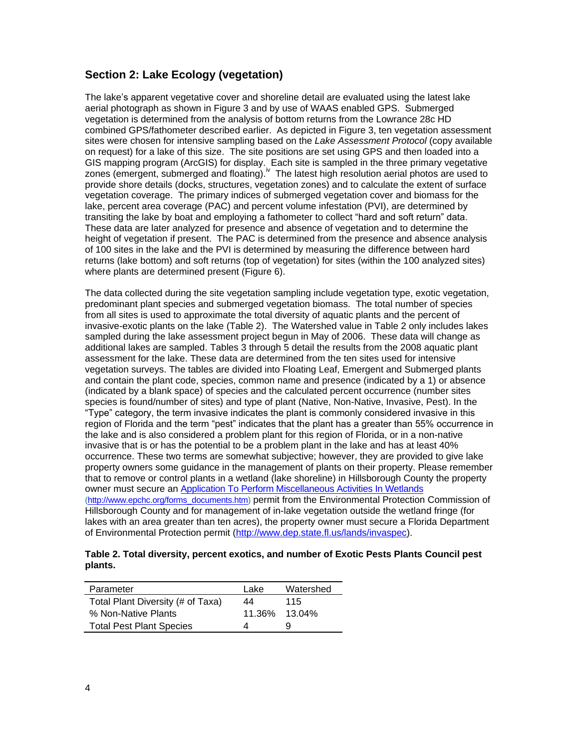## Section 2: Lake Ecology (vegetation)

The lake's apparent vegetative cover and shoreline detail are evaluated using the latest lake aerial photograph as shown in Figure 3 and by use of WAAS enabled GPS. Submerged vegetation is determined from the analysis of bottom returns from the Lowrance 28c HD combined GPS/fathometer described earlier. As depicted in Figure 3, ten vegetation assessment sites were chosen for intensive sampling based on the *Lake Assessment Protocol* (copy available on request) for a lake of this size. The site positions are set using GPS and then loaded into a GIS mapping program (ArcGIS) for display. Each site is sampled in the three primary vegetative zones (emergent, submerged and floating).[iv] The latest high resolution aerial photos are used to provide shore details (docks, structures, vegetation zones) and to calculate the extent of surface vegetation coverage. The primary indices of submerged vegetation cover and biomass for the lake, percent area coverage (PAC) and percent volume infestation (PVI), are determined by transiting the lake by boat and employing a fathometer to collect "hard and soft return" data. These data are later analyzed for presence and absence of vegetation and to determine the height of vegetation if present. The PAC is determined from the presence and absence analysis of 100 sites in the lake and the PVI is determined by measuring the difference between hard returns (lake bottom) and soft returns (top of vegetation) for sites (within the 100 analyzed sites) where plants are determined present (Figure 6).

The data collected during the site vegetation sampling include vegetation type, exotic vegetation, predominant plant species and submerged vegetation biomass. The total number of species from all sites is used to approximate the total diversity of aquatic plants and the percent of invasive-exotic plants on the lake (Table 2). The Watershed value in Table 2 only includes lakes sampled during the lake assessment project begun in May of 2006. These data will change as additional lakes are sampled. Tables 3 through 5 detail the results from the 2008 aquatic plant assessment for the lake. These data are determined from the ten sites used for intensive vegetation surveys. The tables are divided into Floating Leaf, Emergent and Submerged plants and contain the plant code, species, common name and presence (indicated by a 1) or absence (indicated by a blank space) of species and the calculated percent occurrence (number sites species is found/number of sites) and type of plant (Native, Non-Native, Invasive, Pest). In the "Type" category, the term invasive indicates the plant is commonly considered invasive in this region of Florida and the term "pest" indicates that the plant has a greater than 55% occurrence in the lake and is also considered a problem plant for this region of Florida, or in a non-native invasive that is or has the potential to be a problem plant in the lake and has at least 40% occurrence. These two terms are somewhat subjective; however, they are provided to give lake property owners some guidance in the management of plants on their property. Please remember that to remove or control plants in a wetland (lake shoreline) in Hillsborough County the property owner must secure an Application To Perform Miscellaneous Activities In Wetlands (http://www.epchc.org/forms_documents.htm) permit from the Environmental Protection Commission of Hillsborough County and for management of in-lake vegetation outside the wetland fringe (for lakes with an area greater than ten acres), the property owner must secure a Florida Department of Environmental Protection permit (http://www.dep.state.fl.us/lands/invaspec).

**Table 2. Total diversity, percent exotics, and number of Exotic Pests Plants Council pest plants.**

| Parameter | Lake | Watershed |
|---|---|---|
| Total Plant Diversity (# of Taxa) | 44 | 115 |
| % Non-Native Plants | 11.36% | 13.04% |
| Total Pest Plant Species | 4 | 9 |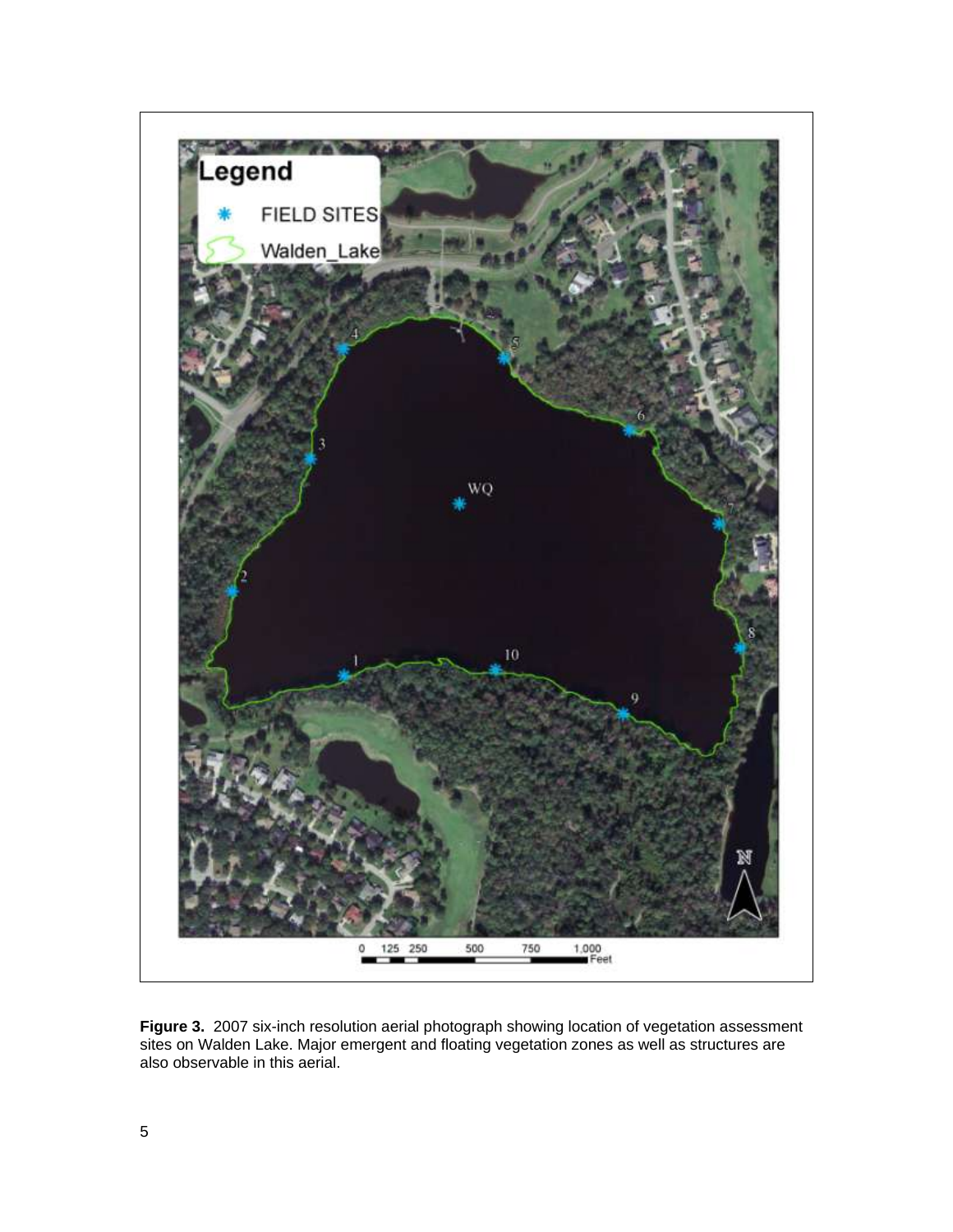**Figure 3.** 2007 six-inch resolution aerial photograph showing location of vegetation assessment sites on Walden Lake. Major emergent and floating vegetation zones as well as structures are also observable in this aerial.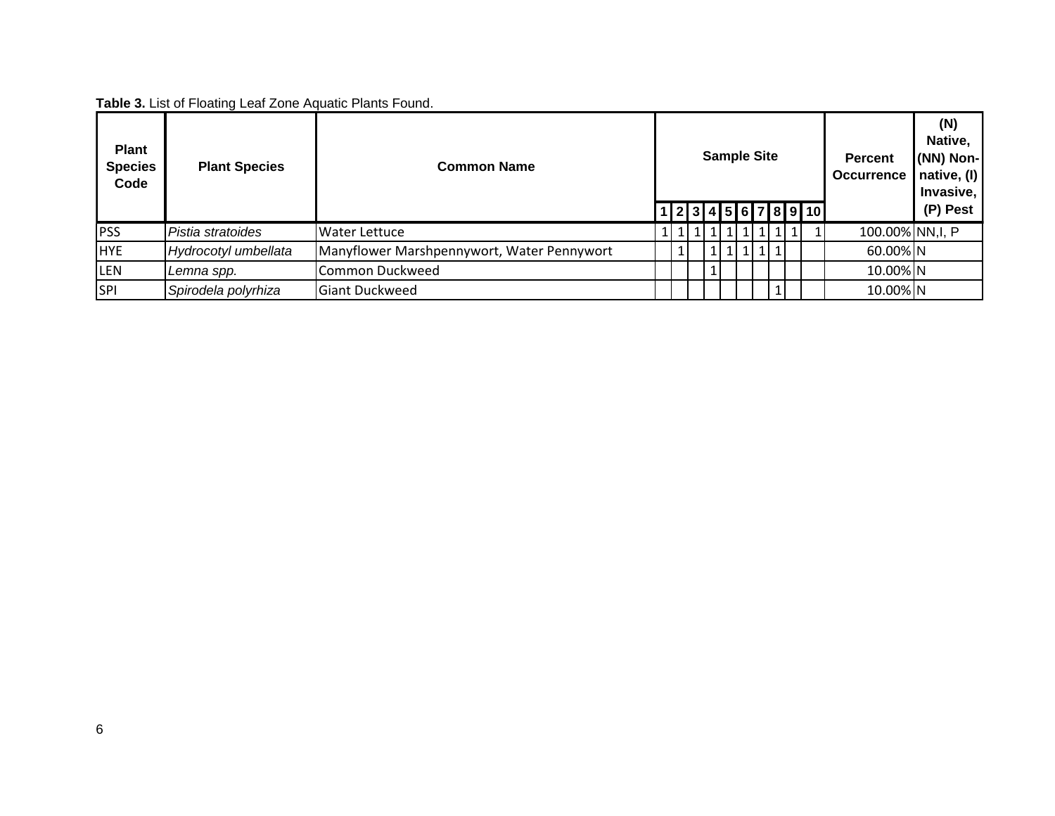**Table 3.** List of Floating Leaf Zone Aquatic Plants Found.

| Plant Species Code | Plant Species | Common Name | Sample Site | | | | | | | | | | Percent Occurrence | (N) Native, (NN) Non-native, (I) Invasive, (P) Pest |
|---|---|---|---|---|---|---|---|---|---|---|---|---|---|---|
| | | | 1 | 2 | 3 | 4 | 5 | 6 | 7 | 8 | 9 | 10 | | |
| PSS | *Pistia stratoides* | Water Lettuce | 1 | 1 | 1 | 1 | 1 | 1 | 1 | 1 | 1 | 1 | 100.00% | NN,I, P |
| HYE | *Hydrocotyl umbellata* | Manyflower Marshpennywort, Water Pennywort | | 1 | | 1 | 1 | 1 | 1 | 1 | | | 60.00% | N |
| LEN | *Lemna spp.* | Common Duckweed | | | | 1 | | | | | | | 10.00% | N |
| SPI | *Spirodela polyrhiza* | Giant Duckweed | | | | | | | | 1 | | | 10.00% | N |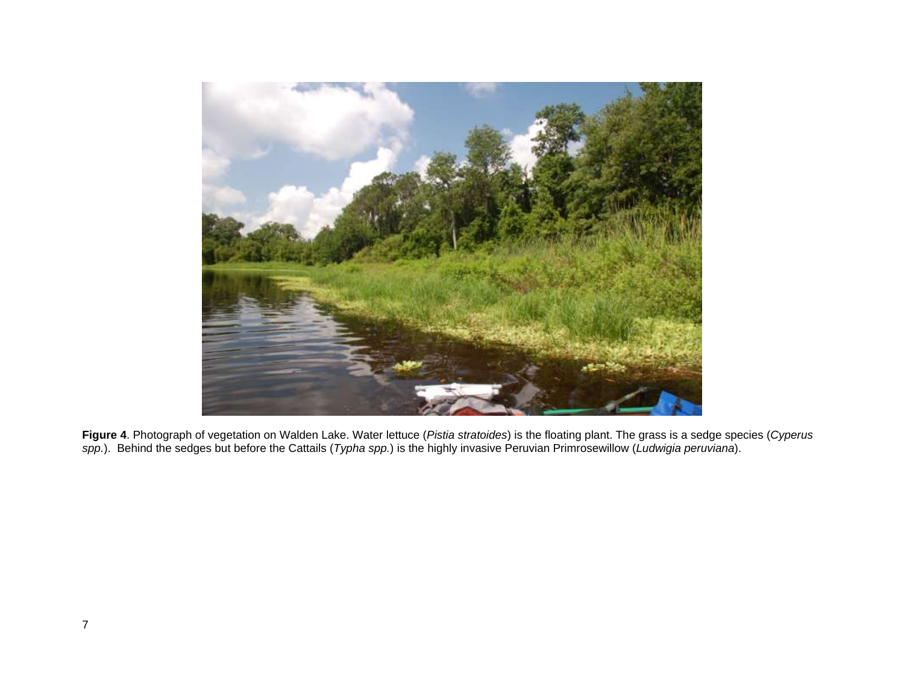**Figure 4**. Photograph of vegetation on Walden Lake. Water lettuce (*Pistia stratoides*) is the floating plant. The grass is a sedge species (*Cyperus spp.*). Behind the sedges but before the Cattails (*Typha spp.*) is the highly invasive Peruvian Primrosewillow (*Ludwigia peruviana*).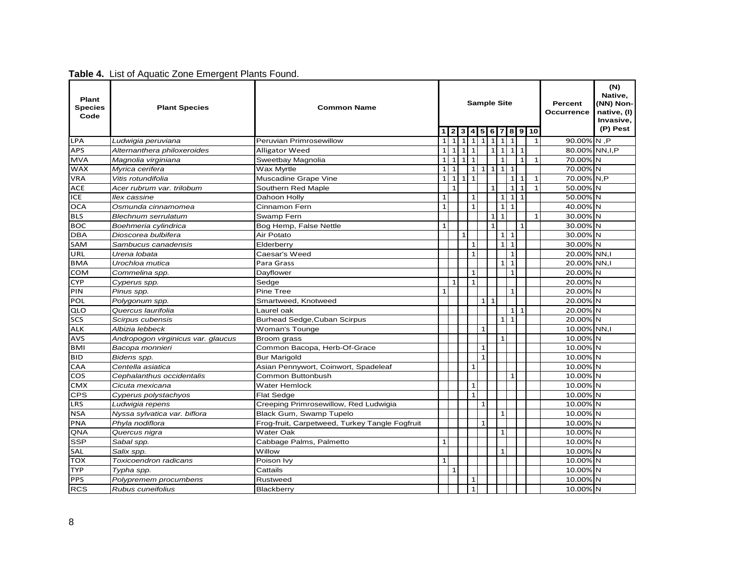**Table 4.** List of Aquatic Zone Emergent Plants Found.

| Plant Species Code | Plant Species | Common Name | Sample Site | | | | | | | | | | Percent Occurrence | (N) Native, (NN) Non-native, (I) Invasive, (P) Pest |
|---|---|---|---|---|---|---|---|---|---|---|---|---|---|---|
| | | | 1 | 2 | 3 | 4 | 5 | 6 | 7 | 8 | 9 | 10 | | |
| LPA | *Ludwigia peruviana* | Peruvian Primrosewillow | 1 | 1 | 1 | 1 | 1 | 1 | 1 | 1 | | 1 | 90.00% | N ,P |
| APS | *Alternanthera philoxeroides* | Alligator Weed | 1 | 1 | 1 | 1 | | 1 | 1 | 1 | 1 | | 80.00% | NN,I,P |
| MVA | *Magnolia virginiana* | Sweetbay Magnolia | 1 | 1 | 1 | 1 | | | 1 | | 1 | 1 | 70.00% | N |
| WAX | *Myrica cerifera* | Wax Myrtle | 1 | 1 | | 1 | 1 | 1 | 1 | 1 | | | 70.00% | N |
| VRA | *Vitis rotundifolia* | Muscadine Grape Vine | 1 | 1 | 1 | 1 | | | | 1 | 1 | 1 | 70.00% | N,P |
| ACE | *Acer rubrum var. trilobum* | Southern Red Maple | | 1 | | | | 1 | | 1 | 1 | 1 | 50.00% | N |
| ICE | *Ilex cassine* | Dahoon Holly | 1 | | | 1 | | | 1 | 1 | 1 | | 50.00% | N |
| OCA | *Osmunda cinnamomea* | Cinnamon Fern | 1 | | | 1 | | | 1 | 1 | | | 40.00% | N |
| BLS | *Blechnum serrulatum* | Swamp Fern | | | | | | 1 | 1 | | | 1 | 30.00% | N |
| BOC | *Boehmeria cylindrica* | Bog Hemp, False Nettle | 1 | | | | | 1 | | | 1 | | 30.00% | N |
| DBA | *Dioscorea bulbifera* | Air Potato | | | 1 | | | | 1 | 1 | | | 30.00% | N |
| SAM | *Sambucus canadensis* | Elderberry | | | | 1 | | | 1 | 1 | | | 30.00% | N |
| URL | *Urena lobata* | Caesar's Weed | | | | 1 | | | | 1 | | | 20.00% | NN,I |
| BMA | *Urochloa mutica* | Para Grass | | | | | | | 1 | 1 | | | 20.00% | NN,I |
| COM | *Commelina spp.* | Dayflower | | | | 1 | | | | 1 | | | 20.00% | N |
| CYP | *Cyperus spp.* | Sedge | | 1 | | 1 | | | | | | | 20.00% | N |
| PIN | *Pinus spp.* | Pine Tree | 1 | | | | | | | 1 | | | 20.00% | N |
| POL | *Polygonum spp.* | Smartweed, Knotweed | | | | | 1 | 1 | | | | | 20.00% | N |
| QLO | *Quercus laurifolia* | Laurel oak | | | | | | | | 1 | 1 | | 20.00% | N |
| SCS | *Scirpus cubensis* | Burhead Sedge,Cuban Scirpus | | | | | | | 1 | 1 | | | 20.00% | N |
| ALK | *Albizia lebbeck* | Woman's Tounge | | | | | 1 | | | | | | 10.00% | NN,I |
| AVS | *Andropogon virginicus var. glaucus* | Broom grass | | | | | | | 1 | | | | 10.00% | N |
| BMI | *Bacopa monnieri* | Common Bacopa, Herb-Of-Grace | | | | | 1 | | | | | | 10.00% | N |
| BID | *Bidens spp.* | Bur Marigold | | | | | 1 | | | | | | 10.00% | N |
| CAA | *Centella asiatica* | Asian Pennywort, Coinwort, Spadeleaf | | | | 1 | | | | | | | 10.00% | N |
| COS | *Cephalanthus occidentalis* | Common Buttonbush | | | | | | | | 1 | | | 10.00% | N |
| CMX | *Cicuta mexicana* | Water Hemlock | | | | 1 | | | | | | | 10.00% | N |
| CPS | *Cyperus polystachyos* | Flat Sedge | | | | 1 | | | | | | | 10.00% | N |
| LRS | *Ludwigia repens* | Creeping Primrosewillow, Red Ludwigia | | | | | 1 | | | | | | 10.00% | N |
| NSA | *Nyssa sylvatica var. biflora* | Black Gum, Swamp Tupelo | | | | | | | 1 | | | | 10.00% | N |
| PNA | *Phyla nodiflora* | Frog-fruit, Carpetweed, Turkey Tangle Fogfruit | | | | | 1 | | | | | | 10.00% | N |
| QNA | *Quercus nigra* | Water Oak | | | | | | | 1 | | | | 10.00% | N |
| SSP | *Sabal spp.* | Cabbage Palms, Palmetto | 1 | | | | | | | | | | 10.00% | N |
| SAL | *Salix spp.* | Willow | | | | | | | 1 | | | | 10.00% | N |
| TOX | *Toxicoendron radicans* | Poison Ivy | 1 | | | | | | | | | | 10.00% | N |
| TYP | *Typha spp.* | Cattails | | 1 | | | | | | | | | 10.00% | N |
| PPS | *Polypremem procumbens* | Rustweed | | | | 1 | | | | | | | 10.00% | N |
| RCS | *Rubus cuneifolius* | Blackberry | | | | 1 | | | | | | | 10.00% | N |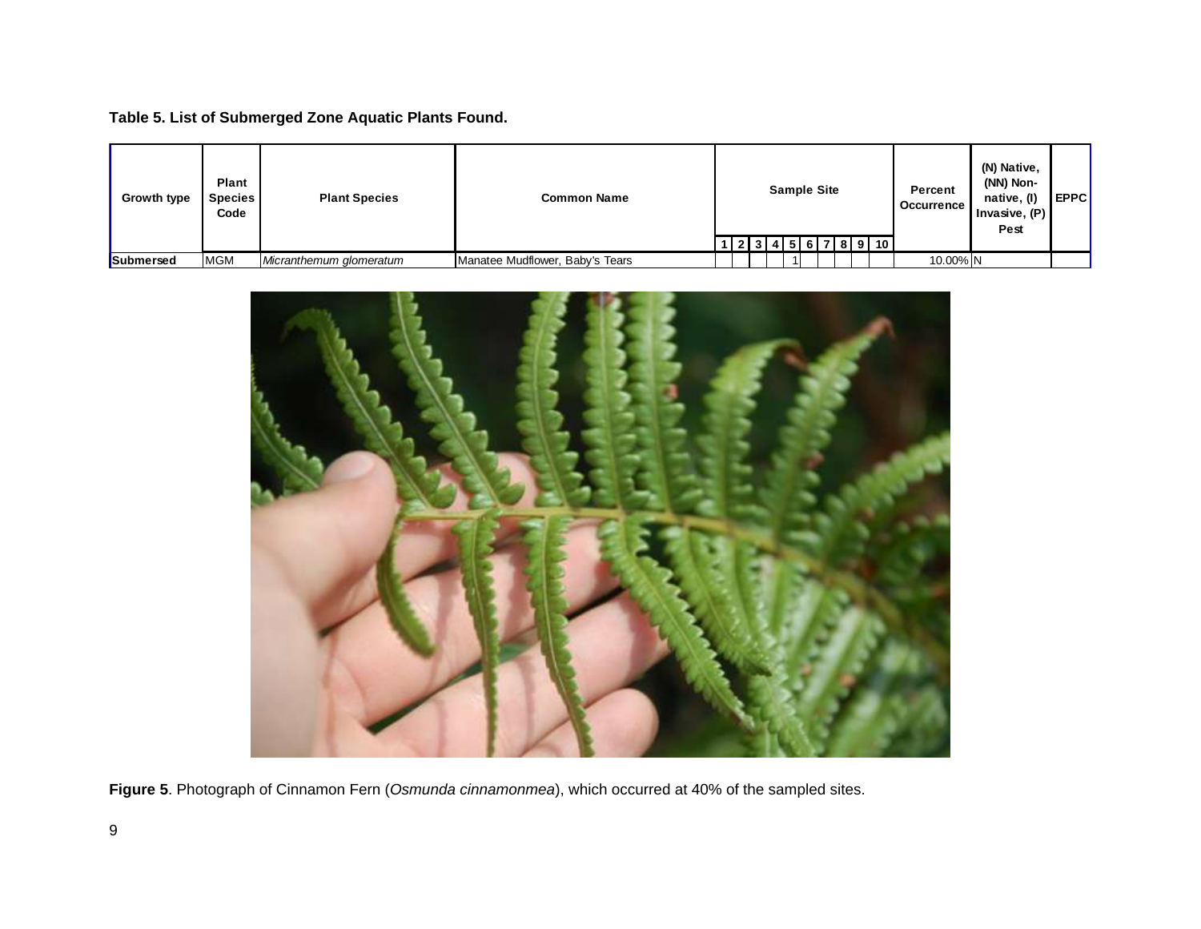**Table 5. List of Submerged Zone Aquatic Plants Found.**

| Growth type | Plant Species Code | Plant Species | Common Name | Sample Site | | | | | | | | | | Percent Occurrence | (N) Native, (NN) Non-native, (I) Invasive, (P) Pest | EPPC |
|---|---|---|---|---|---|---|---|---|---|---|---|---|---|---|---|---|
| | | | | 1 | 2 | 3 | 4 | 5 | 6 | 7 | 8 | 9 | 10 | | | |
| **Submersed** | MGM | *Micranthemum glomeratum* | Manatee Mudflower, Baby's Tears | | | | | 1 | | | | | | 10.00% | N | |

**Figure 5**. Photograph of Cinnamon Fern (*Osmunda cinnamonmea*), which occurred at 40% of the sampled sites.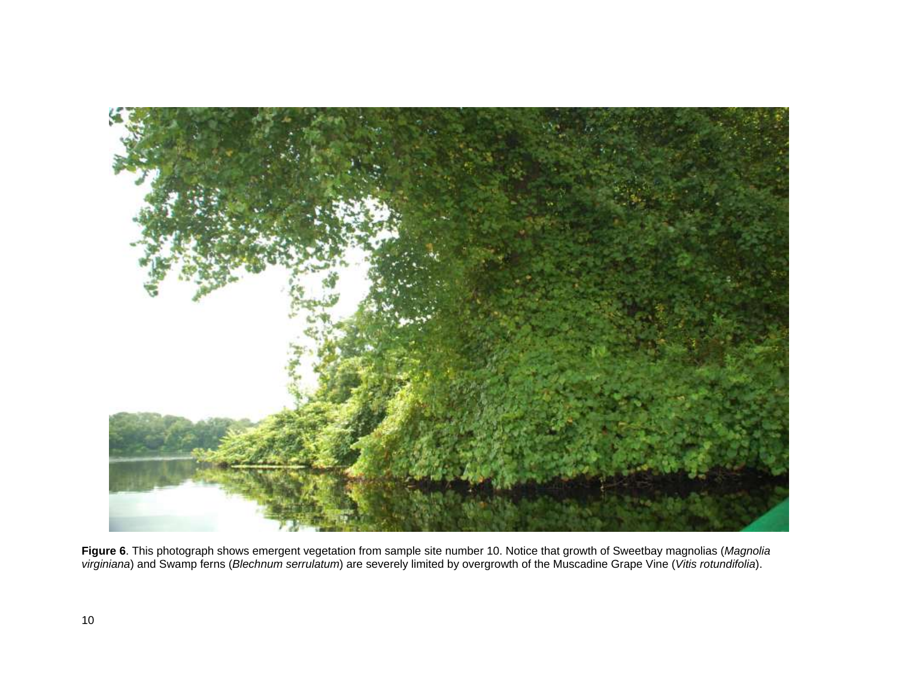**Figure 6**. This photograph shows emergent vegetation from sample site number 10. Notice that growth of Sweetbay magnolias (*Magnolia virginiana*) and Swamp ferns (*Blechnum serrulatum*) are severely limited by overgrowth of the Muscadine Grape Vine (*Vitis rotundifolia*).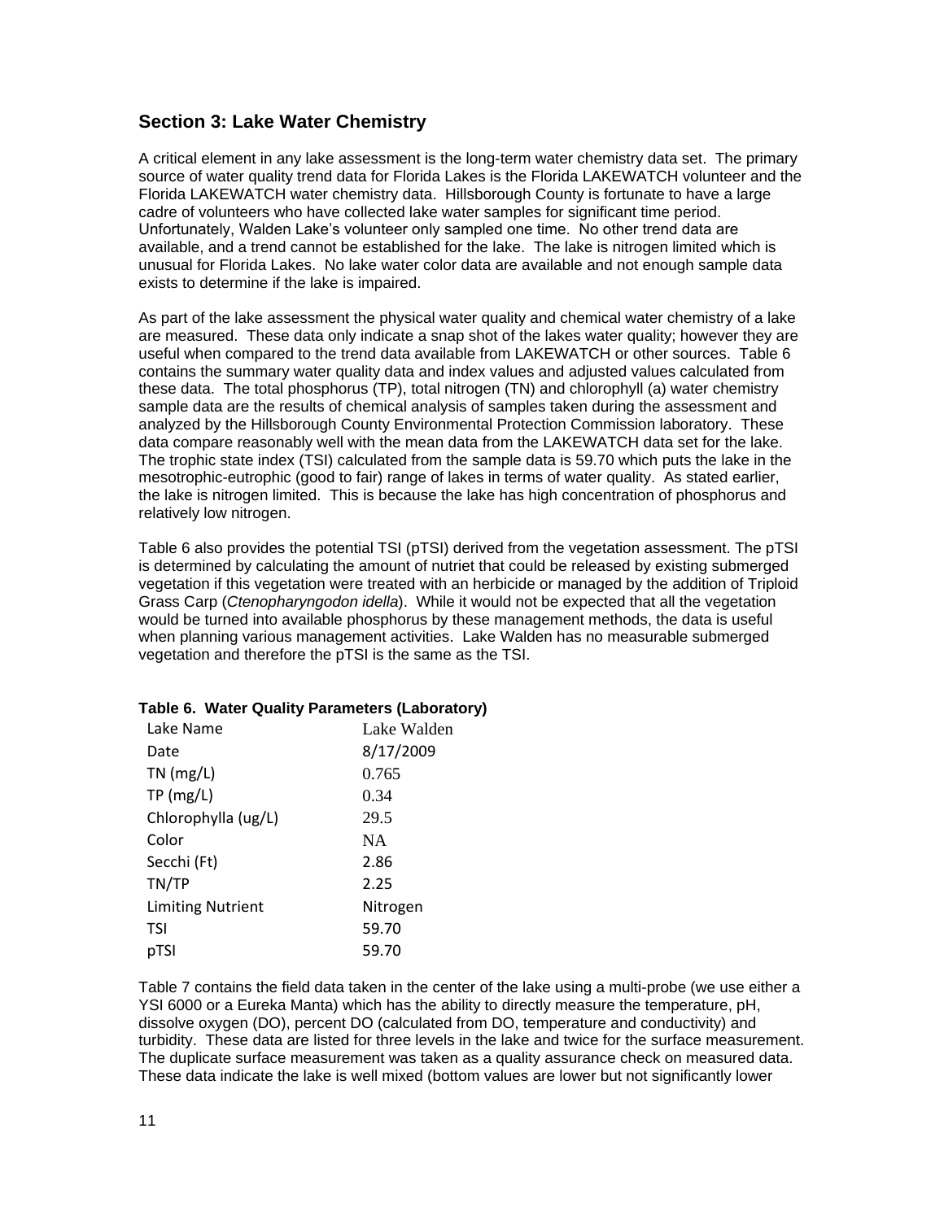## Section 3: Lake Water Chemistry

A critical element in any lake assessment is the long-term water chemistry data set. The primary source of water quality trend data for Florida Lakes is the Florida LAKEWATCH volunteer and the Florida LAKEWATCH water chemistry data. Hillsborough County is fortunate to have a large cadre of volunteers who have collected lake water samples for significant time period. Unfortunately, Walden Lake's volunteer only sampled one time. No other trend data are available, and a trend cannot be established for the lake. The lake is nitrogen limited which is unusual for Florida Lakes. No lake water color data are available and not enough sample data exists to determine if the lake is impaired.

As part of the lake assessment the physical water quality and chemical water chemistry of a lake are measured. These data only indicate a snap shot of the lakes water quality; however they are useful when compared to the trend data available from LAKEWATCH or other sources. Table 6 contains the summary water quality data and index values and adjusted values calculated from these data. The total phosphorus (TP), total nitrogen (TN) and chlorophyll (a) water chemistry sample data are the results of chemical analysis of samples taken during the assessment and analyzed by the Hillsborough County Environmental Protection Commission laboratory. These data compare reasonably well with the mean data from the LAKEWATCH data set for the lake. The trophic state index (TSI) calculated from the sample data is 59.70 which puts the lake in the mesotrophic-eutrophic (good to fair) range of lakes in terms of water quality. As stated earlier, the lake is nitrogen limited. This is because the lake has high concentration of phosphorus and relatively low nitrogen.

Table 6 also provides the potential TSI (pTSI) derived from the vegetation assessment. The pTSI is determined by calculating the amount of nutriet that could be released by existing submerged vegetation if this vegetation were treated with an herbicide or managed by the addition of Triploid Grass Carp (*Ctenopharyngodon idella*). While it would not be expected that all the vegetation would be turned into available phosphorus by these management methods, the data is useful when planning various management activities. Lake Walden has no measurable submerged vegetation and therefore the pTSI is the same as the TSI.

**Table 6. Water Quality Parameters (Laboratory)**

| Lake Name | Lake Walden |
|---|---|
| Date | 8/17/2009 |
| TN (mg/L) | 0.765 |
| TP (mg/L) | 0.34 |
| Chlorophylla (ug/L) | 29.5 |
| Color | NA |
| Secchi (Ft) | 2.86 |
| TN/TP | 2.25 |
| Limiting Nutrient | Nitrogen |
| TSI | 59.70 |
| pTSI | 59.70 |

Table 7 contains the field data taken in the center of the lake using a multi-probe (we use either a YSI 6000 or a Eureka Manta) which has the ability to directly measure the temperature, pH, dissolve oxygen (DO), percent DO (calculated from DO, temperature and conductivity) and turbidity. These data are listed for three levels in the lake and twice for the surface measurement. The duplicate surface measurement was taken as a quality assurance check on measured data. These data indicate the lake is well mixed (bottom values are lower but not significantly lower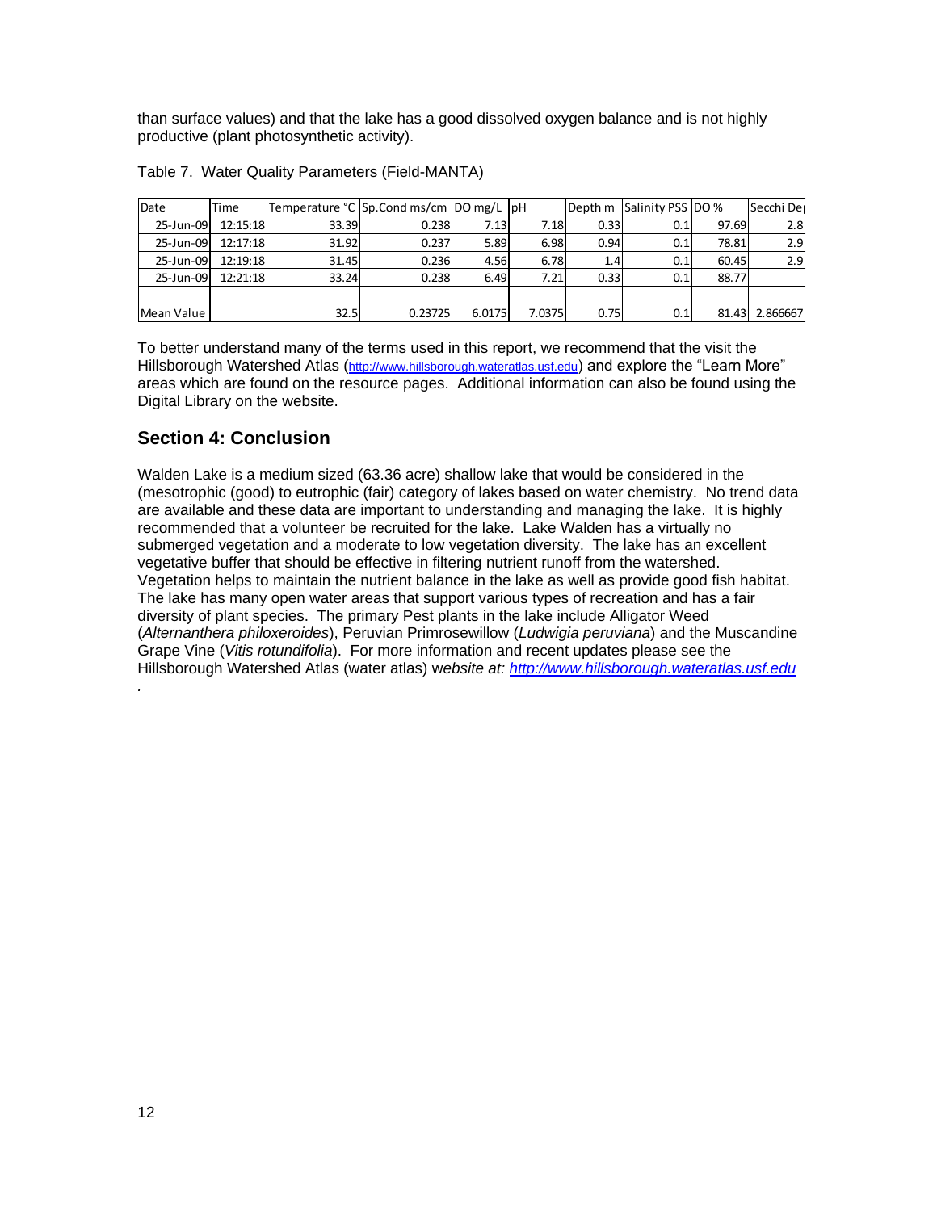than surface values) and that the lake has a good dissolved oxygen balance and is not highly productive (plant photosynthetic activity).

Table 7. Water Quality Parameters (Field-MANTA)

| Date | Time | Temperature °C | Sp.Cond ms/cm | DO mg/L | pH | Depth m | Salinity PSS | DO % | Secchi De |
|---|---|---|---|---|---|---|---|---|---|
| 25-Jun-09 | 12:15:18 | 33.39 | 0.238 | 7.13 | 7.18 | 0.33 | 0.1 | 97.69 | 2.8 |
| 25-Jun-09 | 12:17:18 | 31.92 | 0.237 | 5.89 | 6.98 | 0.94 | 0.1 | 78.81 | 2.9 |
| 25-Jun-09 | 12:19:18 | 31.45 | 0.236 | 4.56 | 6.78 | 1.4 | 0.1 | 60.45 | 2.9 |
| 25-Jun-09 | 12:21:18 | 33.24 | 0.238 | 6.49 | 7.21 | 0.33 | 0.1 | 88.77 | |
| | | | | | | | | | |
| Mean Value | | 32.5 | 0.23725 | 6.0175 | 7.0375 | 0.75 | 0.1 | 81.43 | 2.866667 |

To better understand many of the terms used in this report, we recommend that the visit the Hillsborough Watershed Atlas (http://www.hillsborough.wateratlas.usf.edu) and explore the "Learn More" areas which are found on the resource pages. Additional information can also be found using the Digital Library on the website.

## Section 4: Conclusion

Walden Lake is a medium sized (63.36 acre) shallow lake that would be considered in the (mesotrophic (good) to eutrophic (fair) category of lakes based on water chemistry. No trend data are available and these data are important to understanding and managing the lake. It is highly recommended that a volunteer be recruited for the lake. Lake Walden has a virtually no submerged vegetation and a moderate to low vegetation diversity. The lake has an excellent vegetative buffer that should be effective in filtering nutrient runoff from the watershed. Vegetation helps to maintain the nutrient balance in the lake as well as provide good fish habitat. The lake has many open water areas that support various types of recreation and has a fair diversity of plant species. The primary Pest plants in the lake include Alligator Weed (*Alternanthera philoxeroides*), Peruvian Primrosewillow (*Ludwigia peruviana*) and the Muscandine Grape Vine (*Vitis rotundifolia*). For more information and recent updates please see the Hillsborough Watershed Atlas (water atlas) w*ebsite at:* *http://www.hillsborough.wateratlas.usf.edu*

.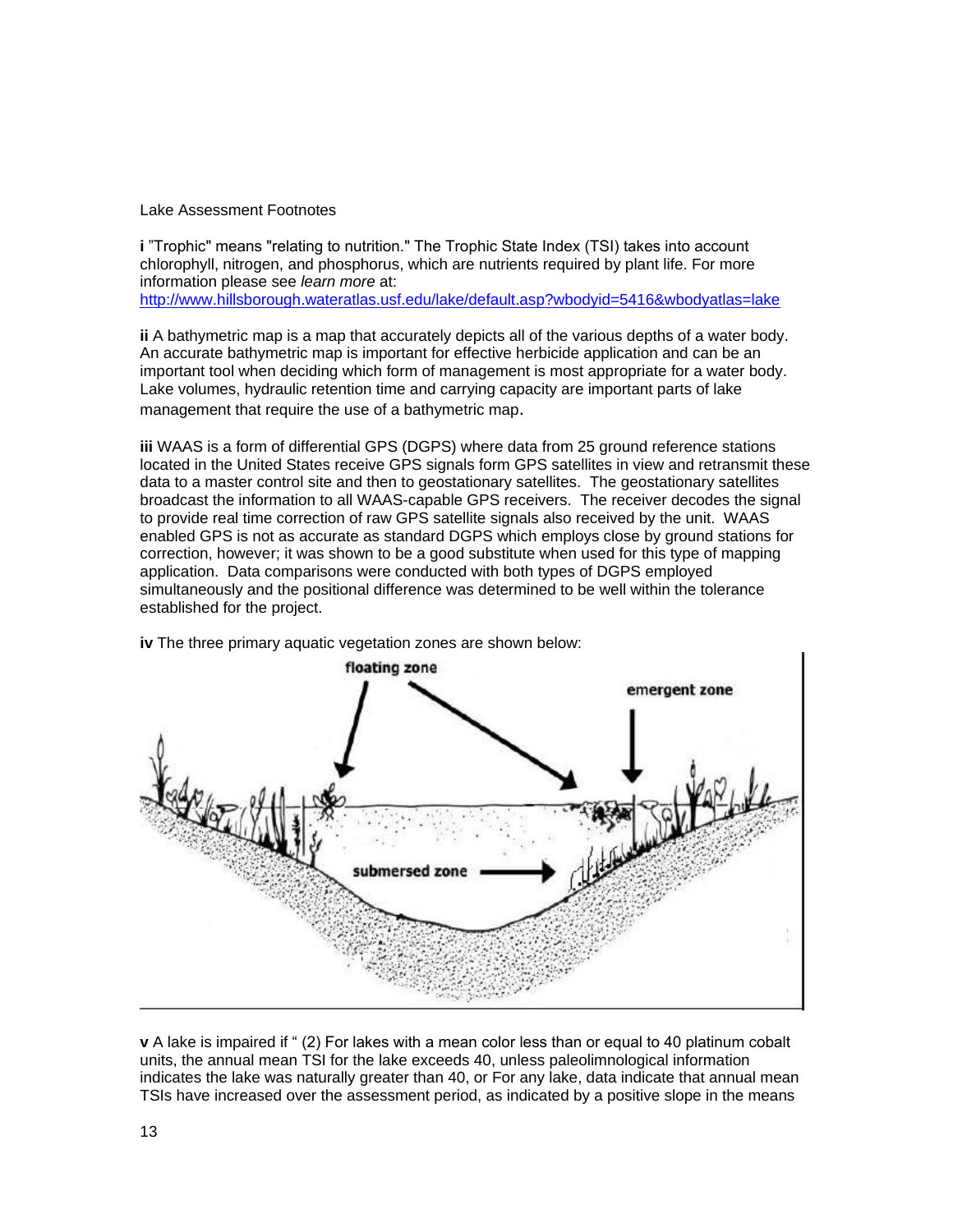Lake Assessment Footnotes

**i** "Trophic" means "relating to nutrition." The Trophic State Index (TSI) takes into account chlorophyll, nitrogen, and phosphorus, which are nutrients required by plant life. For more information please see *learn more* at:
http://www.hillsborough.wateratlas.usf.edu/lake/default.asp?wbodyid=5416&wbodyatlas=lake

**ii** A bathymetric map is a map that accurately depicts all of the various depths of a water body. An accurate bathymetric map is important for effective herbicide application and can be an important tool when deciding which form of management is most appropriate for a water body. Lake volumes, hydraulic retention time and carrying capacity are important parts of lake management that require the use of a bathymetric map.

**iii** WAAS is a form of differential GPS (DGPS) where data from 25 ground reference stations located in the United States receive GPS signals form GPS satellites in view and retransmit these data to a master control site and then to geostationary satellites. The geostationary satellites broadcast the information to all WAAS-capable GPS receivers. The receiver decodes the signal to provide real time correction of raw GPS satellite signals also received by the unit. WAAS enabled GPS is not as accurate as standard DGPS which employs close by ground stations for correction, however; it was shown to be a good substitute when used for this type of mapping application. Data comparisons were conducted with both types of DGPS employed simultaneously and the positional difference was determined to be well within the tolerance established for the project.

**iv** The three primary aquatic vegetation zones are shown below:

floating zone

emergent zone

submersed zone

**v** A lake is impaired if " (2) For lakes with a mean color less than or equal to 40 platinum cobalt units, the annual mean TSI for the lake exceeds 40, unless paleolimnological information indicates the lake was naturally greater than 40, or For any lake, data indicate that annual mean TSIs have increased over the assessment period, as indicated by a positive slope in the means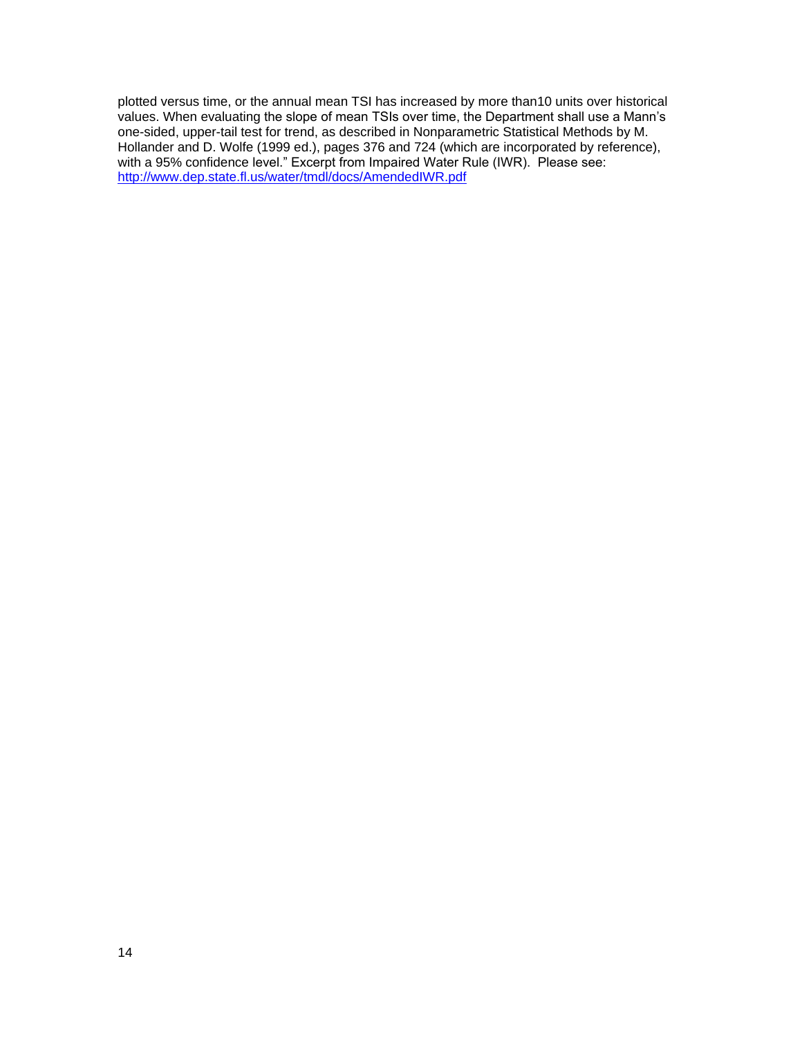plotted versus time, or the annual mean TSI has increased by more than10 units over historical values. When evaluating the slope of mean TSIs over time, the Department shall use a Mann's one-sided, upper-tail test for trend, as described in Nonparametric Statistical Methods by M. Hollander and D. Wolfe (1999 ed.), pages 376 and 724 (which are incorporated by reference), with a 95% confidence level." Excerpt from Impaired Water Rule (IWR). Please see: http://www.dep.state.fl.us/water/tmdl/docs/AmendedIWR.pdf